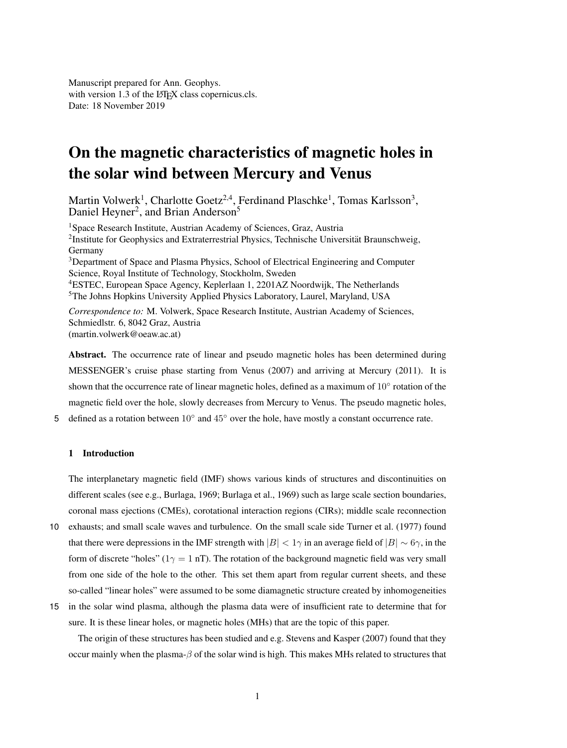Manuscript prepared for Ann. Geophys.
with version 1.3 of the LaTeX class copernicus.cls.
Date: 18 November 2019

# On the magnetic characteristics of magnetic holes in the solar wind between Mercury and Venus

Martin Volwerk[1], Charlotte Goetz[2,4], Ferdinand Plaschke[1], Tomas Karlsson[3], Daniel Heyner[2], and Brian Anderson[5]

[1]Space Research Institute, Austrian Academy of Sciences, Graz, Austria
[2]Institute for Geophysics and Extraterrestrial Physics, Technische Universität Braunschweig, Germany
[3]Department of Space and Plasma Physics, School of Electrical Engineering and Computer Science, Royal Institute of Technology, Stockholm, Sweden
[4]ESTEC, European Space Agency, Keplerlaan 1, 2201AZ Noordwijk, The Netherlands
[5]The Johns Hopkins University Applied Physics Laboratory, Laurel, Maryland, USA

*Correspondence to:* M. Volwerk, Space Research Institute, Austrian Academy of Sciences, Schmiedlstr. 6, 8042 Graz, Austria
(martin.volwerk@oeaw.ac.at)

**Abstract.** The occurrence rate of linear and pseudo magnetic holes has been determined during MESSENGER's cruise phase starting from Venus (2007) and arriving at Mercury (2011). It is shown that the occurrence rate of linear magnetic holes, defined as a maximum of $10^\circ$ rotation of the magnetic field over the hole, slowly decreases from Mercury to Venus. The pseudo magnetic holes, defined as a rotation between $10^\circ$ and $45^\circ$ over the hole, have mostly a constant occurrence rate.

## 1 Introduction

The interplanetary magnetic field (IMF) shows various kinds of structures and discontinuities on different scales (see e.g., Burlaga, 1969; Burlaga et al., 1969) such as large scale section boundaries, coronal mass ejections (CMEs), corotational interaction regions (CIRs); middle scale reconnection exhausts; and small scale waves and turbulence. On the small scale side Turner et al. (1977) found that there were depressions in the IMF strength with $|B| < 1\gamma$ in an average field of $|B| \sim 6\gamma$, in the form of discrete "holes" ($1\gamma = 1$ nT). The rotation of the background magnetic field was very small from one side of the hole to the other. This set them apart from regular current sheets, and these so-called "linear holes" were assumed to be some diamagnetic structure created by inhomogeneities in the solar wind plasma, although the plasma data were of insufficient rate to determine that for sure. It is these linear holes, or magnetic holes (MHs) that are the topic of this paper.

The origin of these structures has been studied and e.g. Stevens and Kasper (2007) found that they occur mainly when the plasma-$\beta$ of the solar wind is high. This makes MHs related to structures that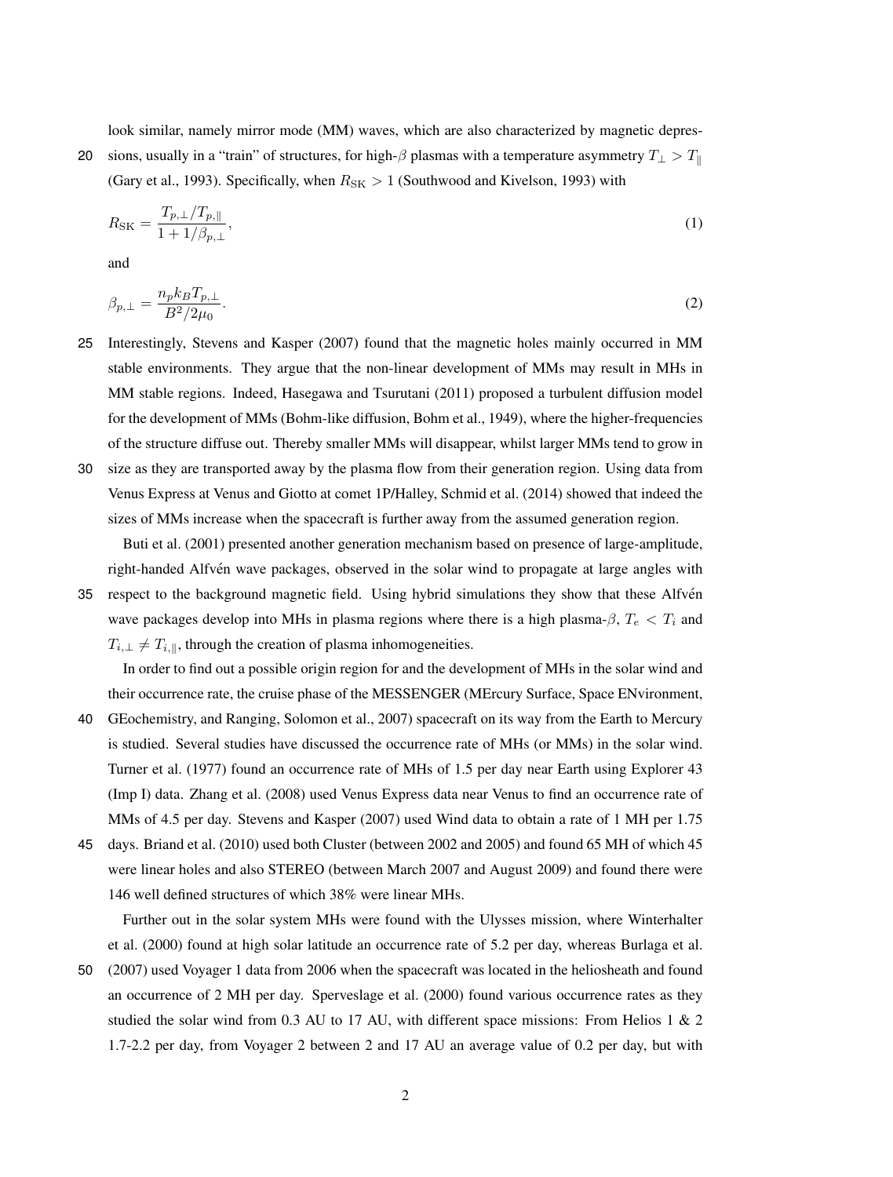look similar, namely mirror mode (MM) waves, which are also characterized by magnetic depressions, usually in a "train" of structures, for high-$\beta$ plasmas with a temperature asymmetry $T_{\perp} > T_{\parallel}$ (Gary et al., 1993). Specifically, when $R_{\mathrm{SK}} > 1$ (Southwood and Kivelson, 1993) with

$$R_{\mathrm{SK}} = \frac{T_{p,\perp}/T_{p,\parallel}}{1 + 1/\beta_{p,\perp}}, \tag{1}$$

and

$$\beta_{p,\perp} = \frac{n_p k_B T_{p,\perp}}{B^2/2\mu_0}. \tag{2}$$

Interestingly, Stevens and Kasper (2007) found that the magnetic holes mainly occurred in MM stable environments. They argue that the non-linear development of MMs may result in MHs in MM stable regions. Indeed, Hasegawa and Tsurutani (2011) proposed a turbulent diffusion model for the development of MMs (Bohm-like diffusion, Bohm et al., 1949), where the higher-frequencies of the structure diffuse out. Thereby smaller MMs will disappear, whilst larger MMs tend to grow in size as they are transported away by the plasma flow from their generation region. Using data from Venus Express at Venus and Giotto at comet 1P/Halley, Schmid et al. (2014) showed that indeed the sizes of MMs increase when the spacecraft is further away from the assumed generation region.

Buti et al. (2001) presented another generation mechanism based on presence of large-amplitude, right-handed Alfvén wave packages, observed in the solar wind to propagate at large angles with respect to the background magnetic field. Using hybrid simulations they show that these Alfvén wave packages develop into MHs in plasma regions where there is a high plasma-$\beta$, $T_e < T_i$ and $T_{i,\perp} \neq T_{i,\parallel}$, through the creation of plasma inhomogeneities.

In order to find out a possible origin region for and the development of MHs in the solar wind and their occurrence rate, the cruise phase of the MESSENGER (MErcury Surface, Space ENvironment, GEochemistry, and Ranging, Solomon et al., 2007) spacecraft on its way from the Earth to Mercury is studied. Several studies have discussed the occurrence rate of MHs (or MMs) in the solar wind. Turner et al. (1977) found an occurrence rate of MHs of 1.5 per day near Earth using Explorer 43 (Imp I) data. Zhang et al. (2008) used Venus Express data near Venus to find an occurrence rate of MMs of 4.5 per day. Stevens and Kasper (2007) used Wind data to obtain a rate of 1 MH per 1.75 days. Briand et al. (2010) used both Cluster (between 2002 and 2005) and found 65 MH of which 45 were linear holes and also STEREO (between March 2007 and August 2009) and found there were 146 well defined structures of which 38% were linear MHs.

Further out in the solar system MHs were found with the Ulysses mission, where Winterhalter et al. (2000) found at high solar latitude an occurrence rate of 5.2 per day, whereas Burlaga et al. (2007) used Voyager 1 data from 2006 when the spacecraft was located in the heliosheath and found an occurrence of 2 MH per day. Sperveslage et al. (2000) found various occurrence rates as they studied the solar wind from 0.3 AU to 17 AU, with different space missions: From Helios 1 & 2 1.7-2.2 per day, from Voyager 2 between 2 and 17 AU an average value of 0.2 per day, but with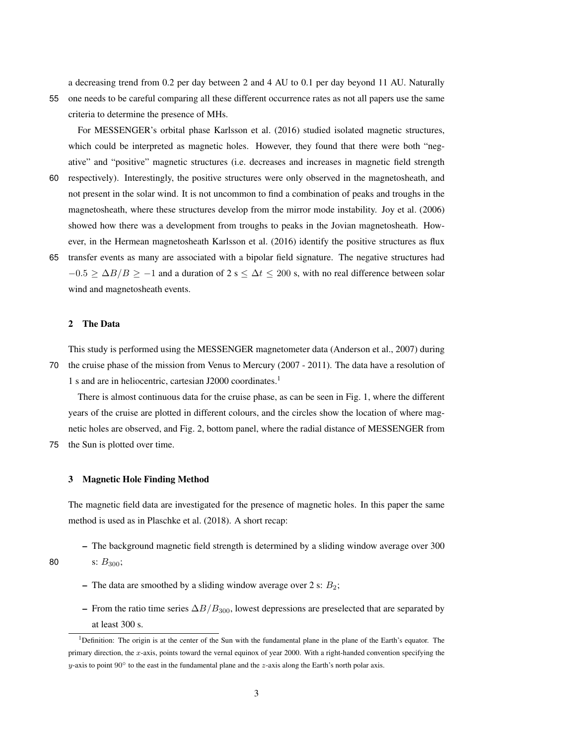a decreasing trend from 0.2 per day between 2 and 4 AU to 0.1 per day beyond 11 AU. Naturally one needs to be careful comparing all these different occurrence rates as not all papers use the same criteria to determine the presence of MHs.

For MESSENGER's orbital phase Karlsson et al. (2016) studied isolated magnetic structures, which could be interpreted as magnetic holes. However, they found that there were both "negative" and "positive" magnetic structures (i.e. decreases and increases in magnetic field strength respectively). Interestingly, the positive structures were only observed in the magnetosheath, and not present in the solar wind. It is not uncommon to find a combination of peaks and troughs in the magnetosheath, where these structures develop from the mirror mode instability. Joy et al. (2006) showed how there was a development from troughs to peaks in the Jovian magnetosheath. However, in the Hermean magnetosheath Karlsson et al. (2016) identify the positive structures as flux transfer events as many are associated with a bipolar field signature. The negative structures had $-0.5 \geq \Delta B/B \geq -1$ and a duration of 2 s $\leq \Delta t \leq$ 200 s, with no real difference between solar wind and magnetosheath events.

## 2 The Data

This study is performed using the MESSENGER magnetometer data (Anderson et al., 2007) during the cruise phase of the mission from Venus to Mercury (2007 - 2011). The data have a resolution of 1 s and are in heliocentric, cartesian J2000 coordinates.[1]

There is almost continuous data for the cruise phase, as can be seen in Fig. 1, where the different years of the cruise are plotted in different colours, and the circles show the location of where magnetic holes are observed, and Fig. 2, bottom panel, where the radial distance of MESSENGER from the Sun is plotted over time.

## 3 Magnetic Hole Finding Method

The magnetic field data are investigated for the presence of magnetic holes. In this paper the same method is used as in Plaschke et al. (2018). A short recap:

- The background magnetic field strength is determined by a sliding window average over 300 s: $B_{300}$;
- The data are smoothed by a sliding window average over 2 s: $B_2$;
- From the ratio time series $\Delta B/B_{300}$, lowest depressions are preselected that are separated by at least 300 s.

[1] Definition: The origin is at the center of the Sun with the fundamental plane in the plane of the Earth's equator. The primary direction, the $x$-axis, points toward the vernal equinox of year 2000. With a right-handed convention specifying the $y$-axis to point 90° to the east in the fundamental plane and the $z$-axis along the Earth's north polar axis.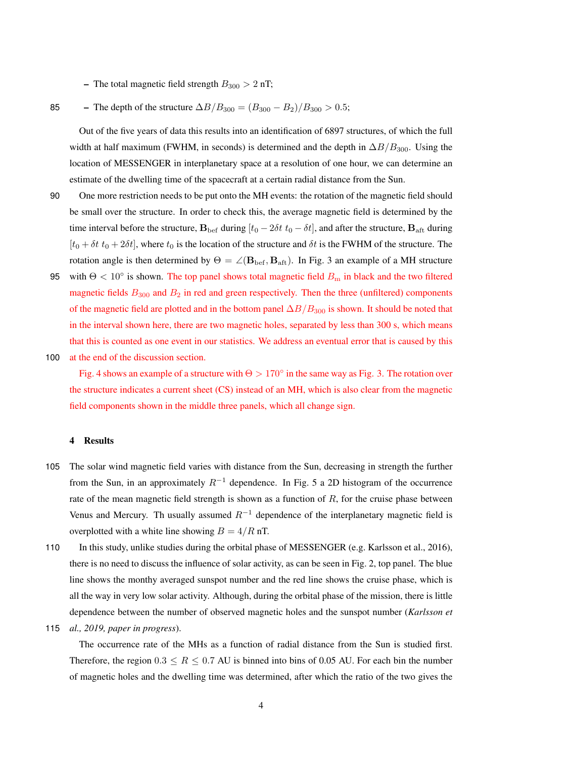– The total magnetic field strength $B_{300} > 2$ nT;

– The depth of the structure $\Delta B/B_{300} = (B_{300} - B_2)/B_{300} > 0.5$;

Out of the five years of data this results into an identification of 6897 structures, of which the full width at half maximum (FWHM, in seconds) is determined and the depth in $\Delta B/B_{300}$. Using the location of MESSENGER in interplanetary space at a resolution of one hour, we can determine an estimate of the dwelling time of the spacecraft at a certain radial distance from the Sun.

One more restriction needs to be put onto the MH events: the rotation of the magnetic field should be small over the structure. In order to check this, the average magnetic field is determined by the time interval before the structure, $\mathbf{B}_{\mathrm{bef}}$ during $[t_0 - 2\delta t \; t_0 - \delta t]$, and after the structure, $\mathbf{B}_{\mathrm{aft}}$ during $[t_0 + \delta t \; t_0 + 2\delta t]$, where $t_0$ is the location of the structure and $\delta t$ is the FWHM of the structure. The rotation angle is then determined by $\Theta = \angle(\mathbf{B}_{\mathrm{bef}}, \mathbf{B}_{\mathrm{aft}})$. In Fig. 3 an example of a MH structure with $\Theta < 10°$ is shown. The top panel shows total magnetic field $B_{\mathrm{m}}$ in black and the two filtered magnetic fields $B_{300}$ and $B_2$ in red and green respectively. Then the three (unfiltered) components of the magnetic field are plotted and in the bottom panel $\Delta B/B_{300}$ is shown. It should be noted that in the interval shown here, there are two magnetic holes, separated by less than 300 s, which means that this is counted as one event in our statistics. We address an eventual error that is caused by this at the end of the discussion section.

Fig. 4 shows an example of a structure with $\Theta > 170°$ in the same way as Fig. 3. The rotation over the structure indicates a current sheet (CS) instead of an MH, which is also clear from the magnetic field components shown in the middle three panels, which all change sign.

## 4 Results

The solar wind magnetic field varies with distance from the Sun, decreasing in strength the further from the Sun, in an approximately $R^{-1}$ dependence. In Fig. 5 a 2D histogram of the occurrence rate of the mean magnetic field strength is shown as a function of $R$, for the cruise phase between Venus and Mercury. Th usually assumed $R^{-1}$ dependence of the interplanetary magnetic field is overplotted with a white line showing $B = 4/R$ nT.

In this study, unlike studies during the orbital phase of MESSENGER (e.g. Karlsson et al., 2016), there is no need to discuss the influence of solar activity, as can be seen in Fig. 2, top panel. The blue line shows the monthy averaged sunspot number and the red line shows the cruise phase, which is all the way in very low solar activity. Although, during the orbital phase of the mission, there is little dependence between the number of observed magnetic holes and the sunspot number (*Karlsson et al., 2019, paper in progress*).

The occurrence rate of the MHs as a function of radial distance from the Sun is studied first. Therefore, the region $0.3 \leq R \leq 0.7$ AU is binned into bins of 0.05 AU. For each bin the number of magnetic holes and the dwelling time was determined, after which the ratio of the two gives the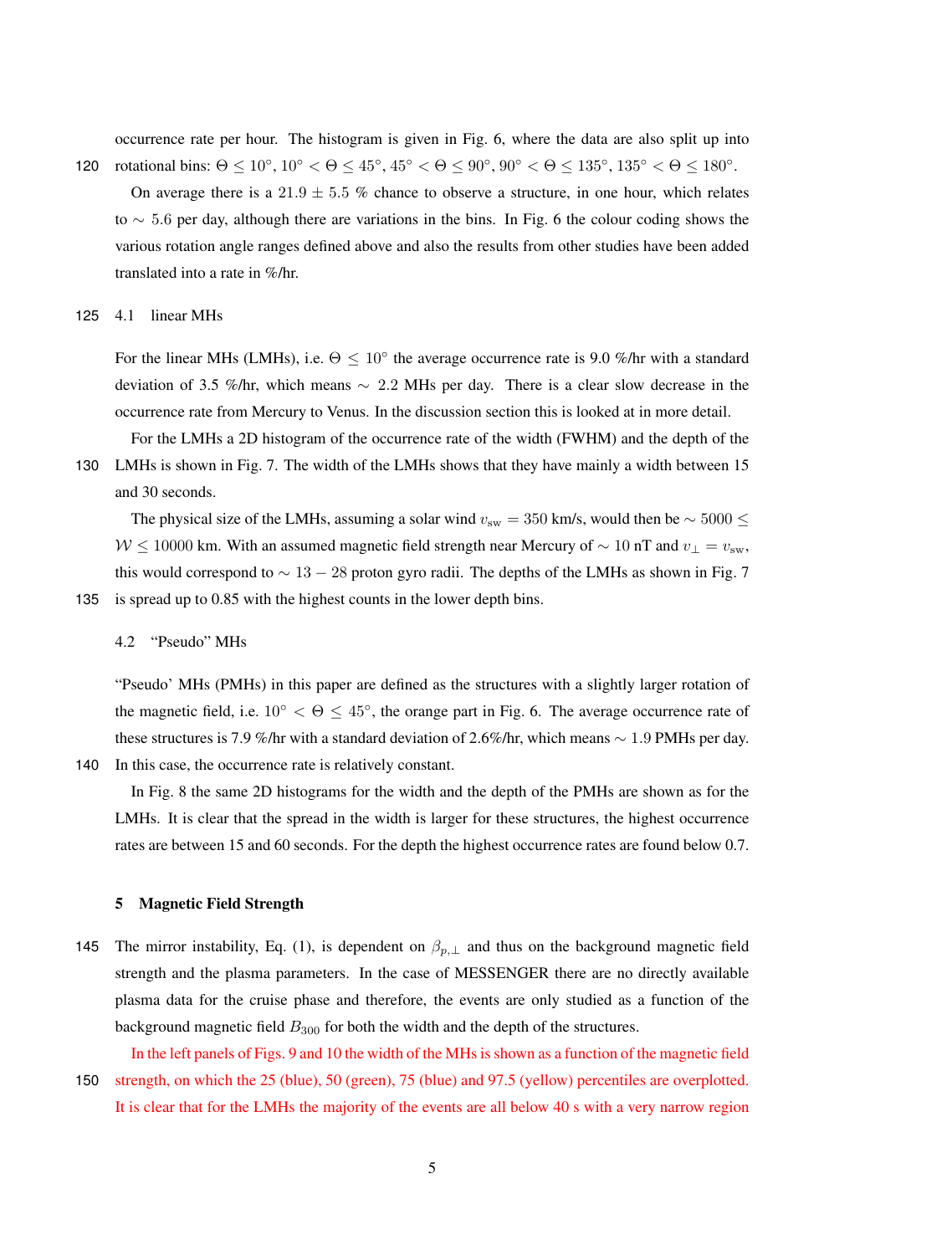occurrence rate per hour. The histogram is given in Fig. 6, where the data are also split up into rotational bins: $\Theta \leq 10°$, $10° < \Theta \leq 45°$, $45° < \Theta \leq 90°$, $90° < \Theta \leq 135°$, $135° < \Theta \leq 180°$.

On average there is a $21.9 \pm 5.5$ % chance to observe a structure, in one hour, which relates to $\sim 5.6$ per day, although there are variations in the bins. In Fig. 6 the colour coding shows the various rotation angle ranges defined above and also the results from other studies have been added translated into a rate in %/hr.

### 4.1 linear MHs

For the linear MHs (LMHs), i.e. $\Theta \leq 10°$ the average occurrence rate is 9.0 %/hr with a standard deviation of 3.5 %/hr, which means $\sim$ 2.2 MHs per day. There is a clear slow decrease in the occurrence rate from Mercury to Venus. In the discussion section this is looked at in more detail.

For the LMHs a 2D histogram of the occurrence rate of the width (FWHM) and the depth of the LMHs is shown in Fig. 7. The width of the LMHs shows that they have mainly a width between 15 and 30 seconds.

The physical size of the LMHs, assuming a solar wind $v_{\rm sw} = 350$ km/s, would then be $\sim 5000 \leq \mathcal{W} \leq 10000$ km. With an assumed magnetic field strength near Mercury of $\sim 10$ nT and $v_\perp = v_{\rm sw}$, this would correspond to $\sim 13 - 28$ proton gyro radii. The depths of the LMHs as shown in Fig. 7 is spread up to 0.85 with the highest counts in the lower depth bins.

### 4.2 "Pseudo" MHs

"Pseudo' MHs (PMHs) in this paper are defined as the structures with a slightly larger rotation of the magnetic field, i.e. $10° < \Theta \leq 45°$, the orange part in Fig. 6. The average occurrence rate of these structures is 7.9 %/hr with a standard deviation of 2.6%/hr, which means $\sim$ 1.9 PMHs per day. In this case, the occurrence rate is relatively constant.

In Fig. 8 the same 2D histograms for the width and the depth of the PMHs are shown as for the LMHs. It is clear that the spread in the width is larger for these structures, the highest occurrence rates are between 15 and 60 seconds. For the depth the highest occurrence rates are found below 0.7.

## 5 Magnetic Field Strength

The mirror instability, Eq. (1), is dependent on $\beta_{p,\perp}$ and thus on the background magnetic field strength and the plasma parameters. In the case of MESSENGER there are no directly available plasma data for the cruise phase and therefore, the events are only studied as a function of the background magnetic field $B_{300}$ for both the width and the depth of the structures.

In the left panels of Figs. 9 and 10 the width of the MHs is shown as a function of the magnetic field strength, on which the 25 (blue), 50 (green), 75 (blue) and 97.5 (yellow) percentiles are overplotted. It is clear that for the LMHs the majority of the events are all below 40 s with a very narrow region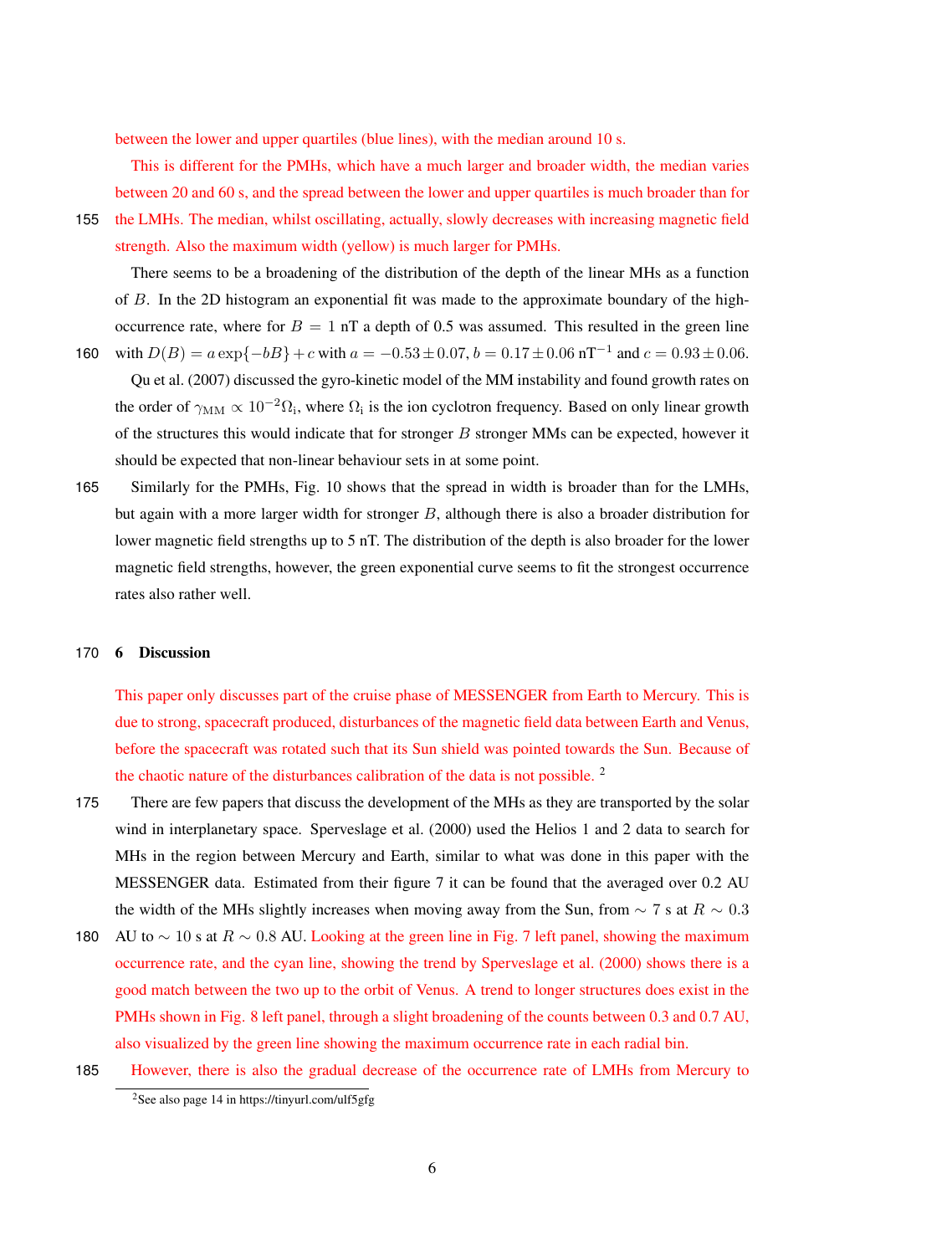between the lower and upper quartiles (blue lines), with the median around 10 s.

This is different for the PMHs, which have a much larger and broader width, the median varies between 20 and 60 s, and the spread between the lower and upper quartiles is much broader than for the LMHs. The median, whilst oscillating, actually, slowly decreases with increasing magnetic field strength. Also the maximum width (yellow) is much larger for PMHs.

There seems to be a broadening of the distribution of the depth of the linear MHs as a function of $B$. In the 2D histogram an exponential fit was made to the approximate boundary of the high-occurrence rate, where for $B = 1$ nT a depth of 0.5 was assumed. This resulted in the green line with $D(B) = a\exp\{-bB\} + c$ with $a = -0.53 \pm 0.07$, $b = 0.17 \pm 0.06$ nT$^{-1}$ and $c = 0.93 \pm 0.06$.

Qu et al. (2007) discussed the gyro-kinetic model of the MM instability and found growth rates on the order of $\gamma_{\mathrm{MM}} \propto 10^{-2}\Omega_{\mathrm{i}}$, where $\Omega_{\mathrm{i}}$ is the ion cyclotron frequency. Based on only linear growth of the structures this would indicate that for stronger $B$ stronger MMs can be expected, however it should be expected that non-linear behaviour sets in at some point.

Similarly for the PMHs, Fig. 10 shows that the spread in width is broader than for the LMHs, but again with a more larger width for stronger $B$, although there is also a broader distribution for lower magnetic field strengths up to 5 nT. The distribution of the depth is also broader for the lower magnetic field strengths, however, the green exponential curve seems to fit the strongest occurrence rates also rather well.

## 6 Discussion

This paper only discusses part of the cruise phase of MESSENGER from Earth to Mercury. This is due to strong, spacecraft produced, disturbances of the magnetic field data between Earth and Venus, before the spacecraft was rotated such that its Sun shield was pointed towards the Sun. Because of the chaotic nature of the disturbances calibration of the data is not possible. [2]

There are few papers that discuss the development of the MHs as they are transported by the solar wind in interplanetary space. Sperveslage et al. (2000) used the Helios 1 and 2 data to search for MHs in the region between Mercury and Earth, similar to what was done in this paper with the MESSENGER data. Estimated from their figure 7 it can be found that the averaged over 0.2 AU the width of the MHs slightly increases when moving away from the Sun, from $\sim 7$ s at $R \sim 0.3$ AU to $\sim 10$ s at $R \sim 0.8$ AU. Looking at the green line in Fig. 7 left panel, showing the maximum occurrence rate, and the cyan line, showing the trend by Sperveslage et al. (2000) shows there is a good match between the two up to the orbit of Venus. A trend to longer structures does exist in the PMHs shown in Fig. 8 left panel, through a slight broadening of the counts between 0.3 and 0.7 AU, also visualized by the green line showing the maximum occurrence rate in each radial bin.

However, there is also the gradual decrease of the occurrence rate of LMHs from Mercury to

[2] See also page 14 in https://tinyurl.com/ulf5gfg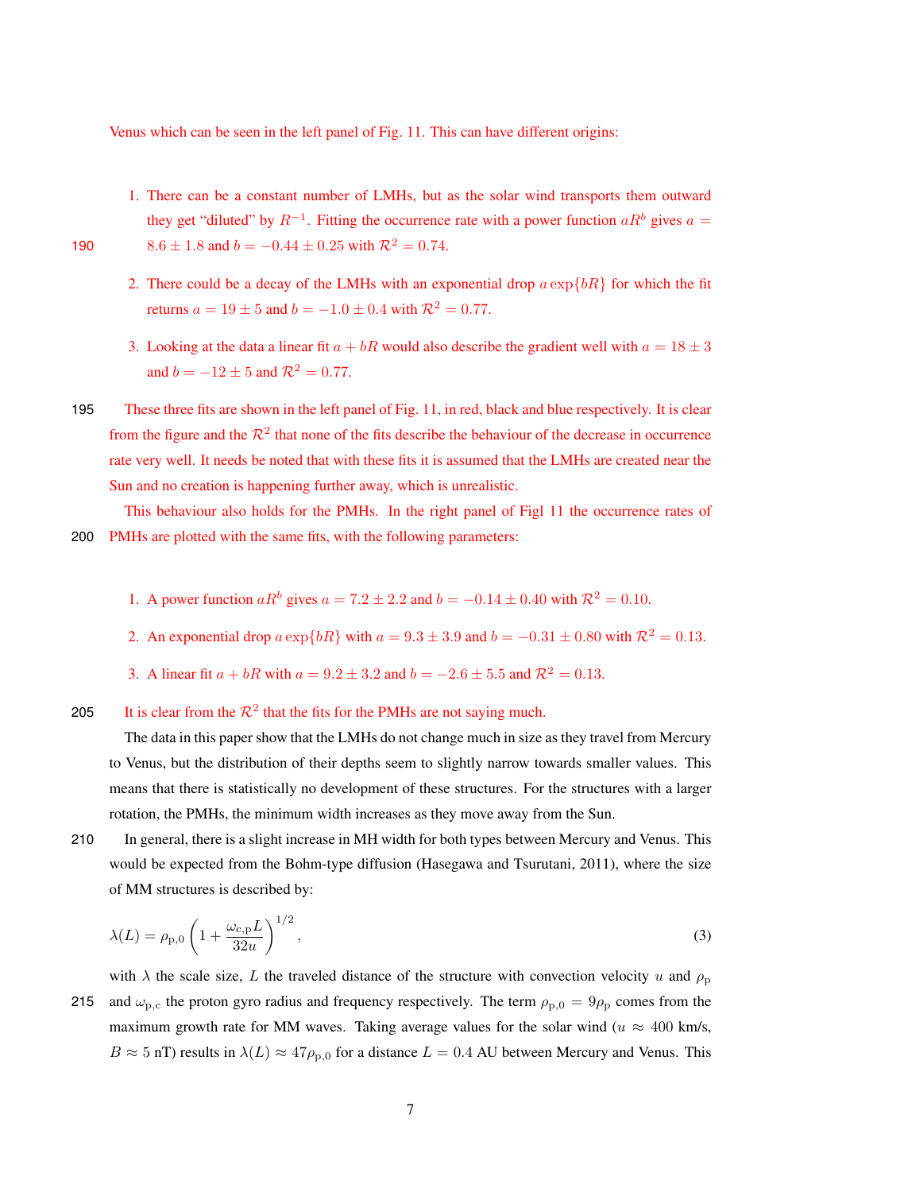Venus which can be seen in the left panel of Fig. 11. This can have different origins:

1. There can be a constant number of LMHs, but as the solar wind transports them outward they get "diluted" by $R^{-1}$. Fitting the occurrence rate with a power function $aR^b$ gives $a = 8.6 \pm 1.8$ and $b = -0.44 \pm 0.25$ with $\mathcal{R}^2 = 0.74$.
2. There could be a decay of the LMHs with an exponential drop $a\exp\{bR\}$ for which the fit returns $a = 19 \pm 5$ and $b = -1.0 \pm 0.4$ with $\mathcal{R}^2 = 0.77$.
3. Looking at the data a linear fit $a + bR$ would also describe the gradient well with $a = 18 \pm 3$ and $b = -12 \pm 5$ and $\mathcal{R}^2 = 0.77$.

These three fits are shown in the left panel of Fig. 11, in red, black and blue respectively. It is clear from the figure and the $\mathcal{R}^2$ that none of the fits describe the behaviour of the decrease in occurrence rate very well. It needs be noted that with these fits it is assumed that the LMHs are created near the Sun and no creation is happening further away, which is unrealistic.

This behaviour also holds for the PMHs. In the right panel of Figl 11 the occurrence rates of PMHs are plotted with the same fits, with the following parameters:

1. A power function $aR^b$ gives $a = 7.2 \pm 2.2$ and $b = -0.14 \pm 0.40$ with $\mathcal{R}^2 = 0.10$.
2. An exponential drop $a\exp\{bR\}$ with $a = 9.3 \pm 3.9$ and $b = -0.31 \pm 0.80$ with $\mathcal{R}^2 = 0.13$.
3. A linear fit $a + bR$ with $a = 9.2 \pm 3.2$ and $b = -2.6 \pm 5.5$ and $\mathcal{R}^2 = 0.13$.

It is clear from the $\mathcal{R}^2$ that the fits for the PMHs are not saying much.

The data in this paper show that the LMHs do not change much in size as they travel from Mercury to Venus, but the distribution of their depths seem to slightly narrow towards smaller values. This means that there is statistically no development of these structures. For the structures with a larger rotation, the PMHs, the minimum width increases as they move away from the Sun.

In general, there is a slight increase in MH width for both types between Mercury and Venus. This would be expected from the Bohm-type diffusion (Hasegawa and Tsurutani, 2011), where the size of MM structures is described by:

$$\lambda(L) = \rho_{\mathrm{p},0}\left(1 + \frac{\omega_{\mathrm{c,p}} L}{32u}\right)^{1/2}, \tag{3}$$

with $\lambda$ the scale size, $L$ the traveled distance of the structure with convection velocity $u$ and $\rho_{\mathrm{p}}$ and $\omega_{\mathrm{p,c}}$ the proton gyro radius and frequency respectively. The term $\rho_{\mathrm{p},0} = 9\rho_{\mathrm{p}}$ comes from the maximum growth rate for MM waves. Taking average values for the solar wind ($u \approx 400$ km/s, $B \approx 5$ nT) results in $\lambda(L) \approx 47\rho_{\mathrm{p},0}$ for a distance $L = 0.4$ AU between Mercury and Venus. This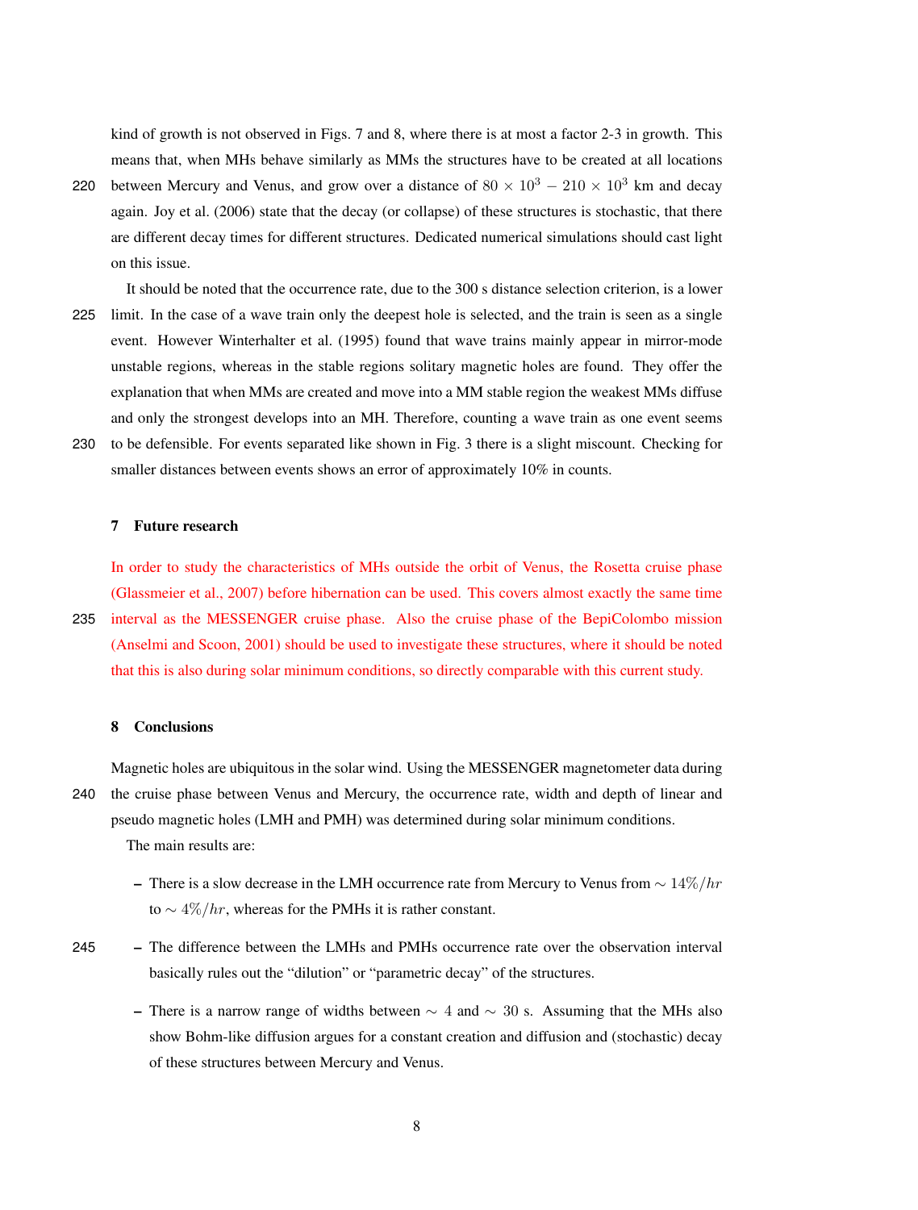kind of growth is not observed in Figs. 7 and 8, where there is at most a factor 2-3 in growth. This means that, when MHs behave similarly as MMs the structures have to be created at all locations between Mercury and Venus, and grow over a distance of $80 \times 10^3 - 210 \times 10^3$ km and decay again. Joy et al. (2006) state that the decay (or collapse) of these structures is stochastic, that there are different decay times for different structures. Dedicated numerical simulations should cast light on this issue.

It should be noted that the occurrence rate, due to the 300 s distance selection criterion, is a lower limit. In the case of a wave train only the deepest hole is selected, and the train is seen as a single event. However Winterhalter et al. (1995) found that wave trains mainly appear in mirror-mode unstable regions, whereas in the stable regions solitary magnetic holes are found. They offer the explanation that when MMs are created and move into a MM stable region the weakest MMs diffuse and only the strongest develops into an MH. Therefore, counting a wave train as one event seems to be defensible. For events separated like shown in Fig. 3 there is a slight miscount. Checking for smaller distances between events shows an error of approximately 10% in counts.

## 7 Future research

In order to study the characteristics of MHs outside the orbit of Venus, the Rosetta cruise phase (Glassmeier et al., 2007) before hibernation can be used. This covers almost exactly the same time interval as the MESSENGER cruise phase. Also the cruise phase of the BepiColombo mission (Anselmi and Scoon, 2001) should be used to investigate these structures, where it should be noted that this is also during solar minimum conditions, so directly comparable with this current study.

## 8 Conclusions

Magnetic holes are ubiquitous in the solar wind. Using the MESSENGER magnetometer data during the cruise phase between Venus and Mercury, the occurrence rate, width and depth of linear and pseudo magnetic holes (LMH and PMH) was determined during solar minimum conditions.

The main results are:

- There is a slow decrease in the LMH occurrence rate from Mercury to Venus from $\sim 14\%/hr$ to $\sim 4\%/hr$, whereas for the PMHs it is rather constant.
- The difference between the LMHs and PMHs occurrence rate over the observation interval basically rules out the "dilution" or "parametric decay" of the structures.
- There is a narrow range of widths between $\sim 4$ and $\sim 30$ s. Assuming that the MHs also show Bohm-like diffusion argues for a constant creation and diffusion and (stochastic) decay of these structures between Mercury and Venus.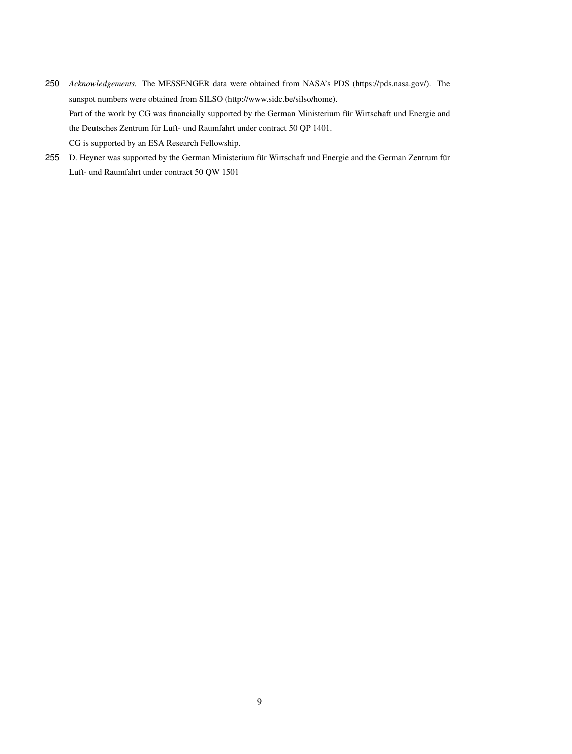*Acknowledgements.* The MESSENGER data were obtained from NASA's PDS (https://pds.nasa.gov/). The sunspot numbers were obtained from SILSO (http://www.sidc.be/silso/home).

Part of the work by CG was financially supported by the German Ministerium für Wirtschaft und Energie and the Deutsches Zentrum für Luft- und Raumfahrt under contract 50 QP 1401.

CG is supported by an ESA Research Fellowship.

D. Heyner was supported by the German Ministerium für Wirtschaft und Energie and the German Zentrum für Luft- und Raumfahrt under contract 50 QW 1501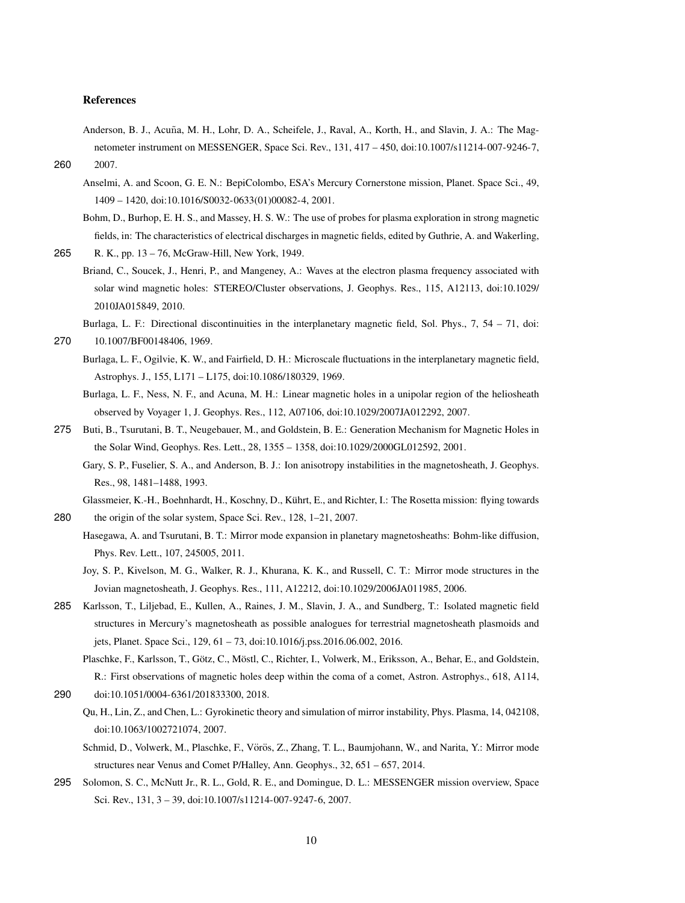## References

Anderson, B. J., Acuña, M. H., Lohr, D. A., Scheifele, J., Raval, A., Korth, H., and Slavin, J. A.: The Magnetometer instrument on MESSENGER, Space Sci. Rev., 131, 417 – 450, doi:10.1007/s11214-007-9246-7, 2007.

Anselmi, A. and Scoon, G. E. N.: BepiColombo, ESA's Mercury Cornerstone mission, Planet. Space Sci., 49, 1409 – 1420, doi:10.1016/S0032-0633(01)00082-4, 2001.

Bohm, D., Burhop, E. H. S., and Massey, H. S. W.: The use of probes for plasma exploration in strong magnetic fields, in: The characteristics of electrical discharges in magnetic fields, edited by Guthrie, A. and Wakerling, R. K., pp. 13 – 76, McGraw-Hill, New York, 1949.

Briand, C., Soucek, J., Henri, P., and Mangeney, A.: Waves at the electron plasma frequency associated with solar wind magnetic holes: STEREO/Cluster observations, J. Geophys. Res., 115, A12113, doi:10.1029/2010JA015849, 2010.

Burlaga, L. F.: Directional discontinuities in the interplanetary magnetic field, Sol. Phys., 7, 54 – 71, doi:10.1007/BF00148406, 1969.

Burlaga, L. F., Ogilvie, K. W., and Fairfield, D. H.: Microscale fluctuations in the interplanetary magnetic field, Astrophys. J., 155, L171 – L175, doi:10.1086/180329, 1969.

Burlaga, L. F., Ness, N. F., and Acuna, M. H.: Linear magnetic holes in a unipolar region of the heliosheath observed by Voyager 1, J. Geophys. Res., 112, A07106, doi:10.1029/2007JA012292, 2007.

Buti, B., Tsurutani, B. T., Neugebauer, M., and Goldstein, B. E.: Generation Mechanism for Magnetic Holes in the Solar Wind, Geophys. Res. Lett., 28, 1355 – 1358, doi:10.1029/2000GL012592, 2001.

Gary, S. P., Fuselier, S. A., and Anderson, B. J.: Ion anisotropy instabilities in the magnetosheath, J. Geophys. Res., 98, 1481–1488, 1993.

Glassmeier, K.-H., Boehnhardt, H., Koschny, D., Kührt, E., and Richter, I.: The Rosetta mission: flying towards the origin of the solar system, Space Sci. Rev., 128, 1–21, 2007.

Hasegawa, A. and Tsurutani, B. T.: Mirror mode expansion in planetary magnetosheaths: Bohm-like diffusion, Phys. Rev. Lett., 107, 245005, 2011.

Joy, S. P., Kivelson, M. G., Walker, R. J., Khurana, K. K., and Russell, C. T.: Mirror mode structures in the Jovian magnetosheath, J. Geophys. Res., 111, A12212, doi:10.1029/2006JA011985, 2006.

Karlsson, T., Liljebad, E., Kullen, A., Raines, J. M., Slavin, J. A., and Sundberg, T.: Isolated magnetic field structures in Mercury's magnetosheath as possible analogues for terrestrial magnetosheath plasmoids and jets, Planet. Space Sci., 129, 61 – 73, doi:10.1016/j.pss.2016.06.002, 2016.

Plaschke, F., Karlsson, T., Götz, C., Möstl, C., Richter, I., Volwerk, M., Eriksson, A., Behar, E., and Goldstein, R.: First observations of magnetic holes deep within the coma of a comet, Astron. Astrophys., 618, A114, doi:10.1051/0004-6361/201833300, 2018.

Qu, H., Lin, Z., and Chen, L.: Gyrokinetic theory and simulation of mirror instability, Phys. Plasma, 14, 042108, doi:10.1063/1002721074, 2007.

Schmid, D., Volwerk, M., Plaschke, F., Vörös, Z., Zhang, T. L., Baumjohann, W., and Narita, Y.: Mirror mode structures near Venus and Comet P/Halley, Ann. Geophys., 32, 651 – 657, 2014.

Solomon, S. C., McNutt Jr., R. L., Gold, R. E., and Domingue, D. L.: MESSENGER mission overview, Space Sci. Rev., 131, 3 – 39, doi:10.1007/s11214-007-9247-6, 2007.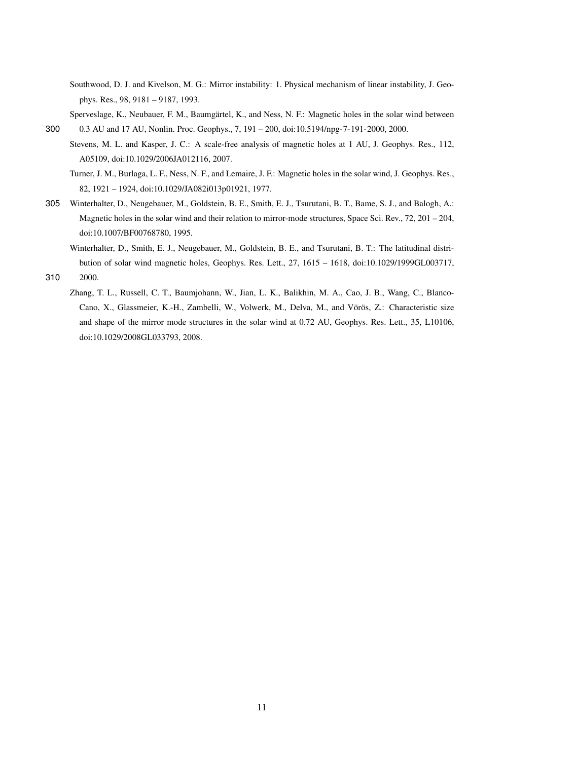Southwood, D. J. and Kivelson, M. G.: Mirror instability: 1. Physical mechanism of linear instability, J. Geophys. Res., 98, 9181 – 9187, 1993.

Sperveslage, K., Neubauer, F. M., Baumgärtel, K., and Ness, N. F.: Magnetic holes in the solar wind between 0.3 AU and 17 AU, Nonlin. Proc. Geophys., 7, 191 – 200, doi:10.5194/npg-7-191-2000, 2000.

Stevens, M. L. and Kasper, J. C.: A scale-free analysis of magnetic holes at 1 AU, J. Geophys. Res., 112, A05109, doi:10.1029/2006JA012116, 2007.

Turner, J. M., Burlaga, L. F., Ness, N. F., and Lemaire, J. F.: Magnetic holes in the solar wind, J. Geophys. Res., 82, 1921 – 1924, doi:10.1029/JA082i013p01921, 1977.

Winterhalter, D., Neugebauer, M., Goldstein, B. E., Smith, E. J., Tsurutani, B. T., Bame, S. J., and Balogh, A.: Magnetic holes in the solar wind and their relation to mirror-mode structures, Space Sci. Rev., 72, 201 – 204, doi:10.1007/BF00768780, 1995.

Winterhalter, D., Smith, E. J., Neugebauer, M., Goldstein, B. E., and Tsurutani, B. T.: The latitudinal distribution of solar wind magnetic holes, Geophys. Res. Lett., 27, 1615 – 1618, doi:10.1029/1999GL003717, 2000.

Zhang, T. L., Russell, C. T., Baumjohann, W., Jian, L. K., Balikhin, M. A., Cao, J. B., Wang, C., Blanco-Cano, X., Glassmeier, K.-H., Zambelli, W., Volwerk, M., Delva, M., and Vörös, Z.: Characteristic size and shape of the mirror mode structures in the solar wind at 0.72 AU, Geophys. Res. Lett., 35, L10106, doi:10.1029/2008GL033793, 2008.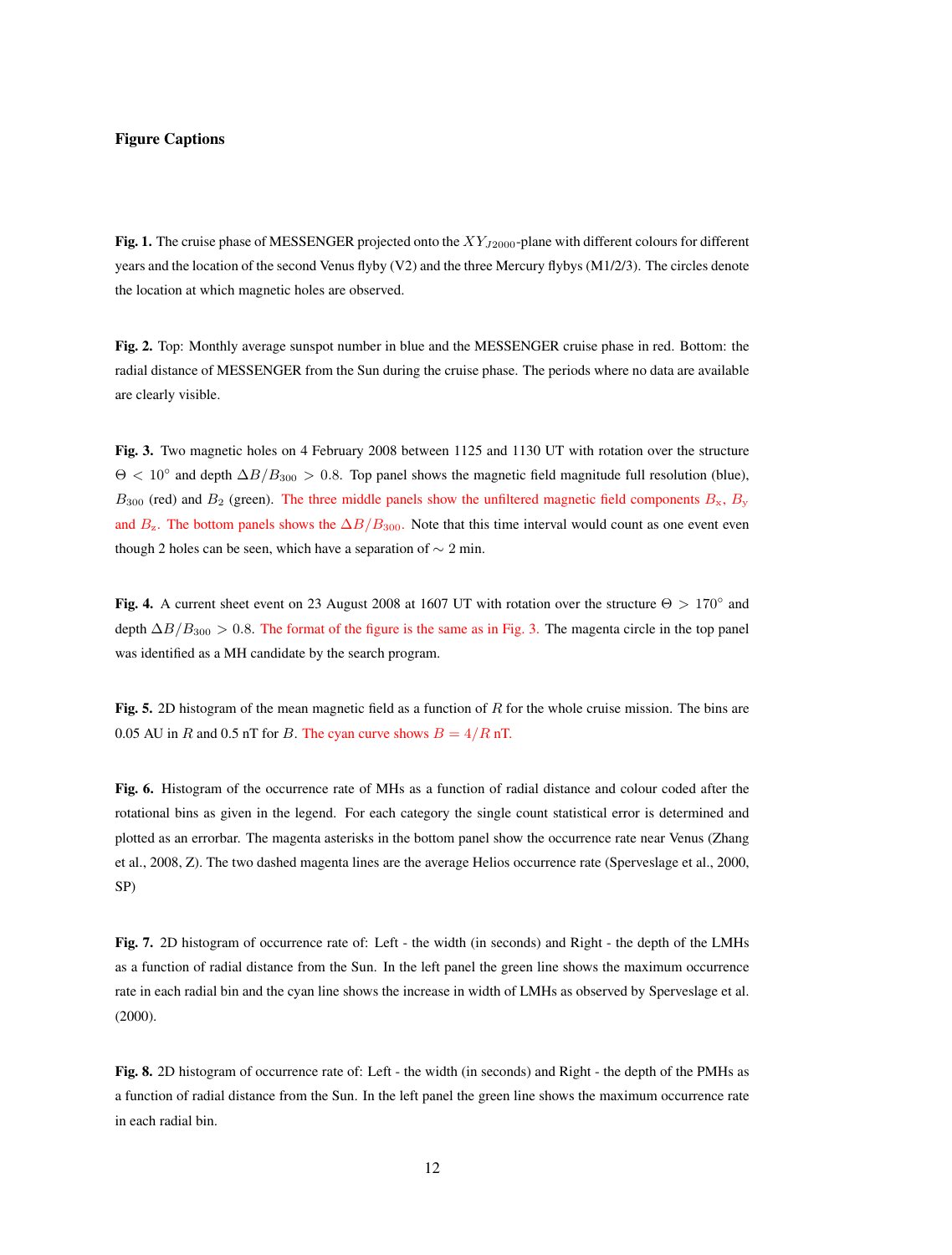### Figure Captions

**Fig. 1.** The cruise phase of MESSENGER projected onto the $XY_{J2000}$-plane with different colours for different years and the location of the second Venus flyby (V2) and the three Mercury flybys (M1/2/3). The circles denote the location at which magnetic holes are observed.

**Fig. 2.** Top: Monthly average sunspot number in blue and the MESSENGER cruise phase in red. Bottom: the radial distance of MESSENGER from the Sun during the cruise phase. The periods where no data are available are clearly visible.

**Fig. 3.** Two magnetic holes on 4 February 2008 between 1125 and 1130 UT with rotation over the structure $\Theta < 10^\circ$ and depth $\Delta B/B_{300} > 0.8$. Top panel shows the magnetic field magnitude full resolution (blue), $B_{300}$ (red) and $B_2$ (green). The three middle panels show the unfiltered magnetic field components $B_x$, $B_y$ and $B_z$. The bottom panels shows the $\Delta B/B_{300}$. Note that this time interval would count as one event even though 2 holes can be seen, which have a separation of $\sim$ 2 min.

**Fig. 4.** A current sheet event on 23 August 2008 at 1607 UT with rotation over the structure $\Theta > 170^\circ$ and depth $\Delta B/B_{300} > 0.8$. The format of the figure is the same as in Fig. 3. The magenta circle in the top panel was identified as a MH candidate by the search program.

**Fig. 5.** 2D histogram of the mean magnetic field as a function of $R$ for the whole cruise mission. The bins are 0.05 AU in $R$ and 0.5 nT for $B$. The cyan curve shows $B = 4/R$ nT.

**Fig. 6.** Histogram of the occurrence rate of MHs as a function of radial distance and colour coded after the rotational bins as given in the legend. For each category the single count statistical error is determined and plotted as an errorbar. The magenta asterisks in the bottom panel show the occurrence rate near Venus (Zhang et al., 2008, Z). The two dashed magenta lines are the average Helios occurrence rate (Sperveslage et al., 2000, SP)

**Fig. 7.** 2D histogram of occurrence rate of: Left - the width (in seconds) and Right - the depth of the LMHs as a function of radial distance from the Sun. In the left panel the green line shows the maximum occurrence rate in each radial bin and the cyan line shows the increase in width of LMHs as observed by Sperveslage et al. (2000).

**Fig. 8.** 2D histogram of occurrence rate of: Left - the width (in seconds) and Right - the depth of the PMHs as a function of radial distance from the Sun. In the left panel the green line shows the maximum occurrence rate in each radial bin.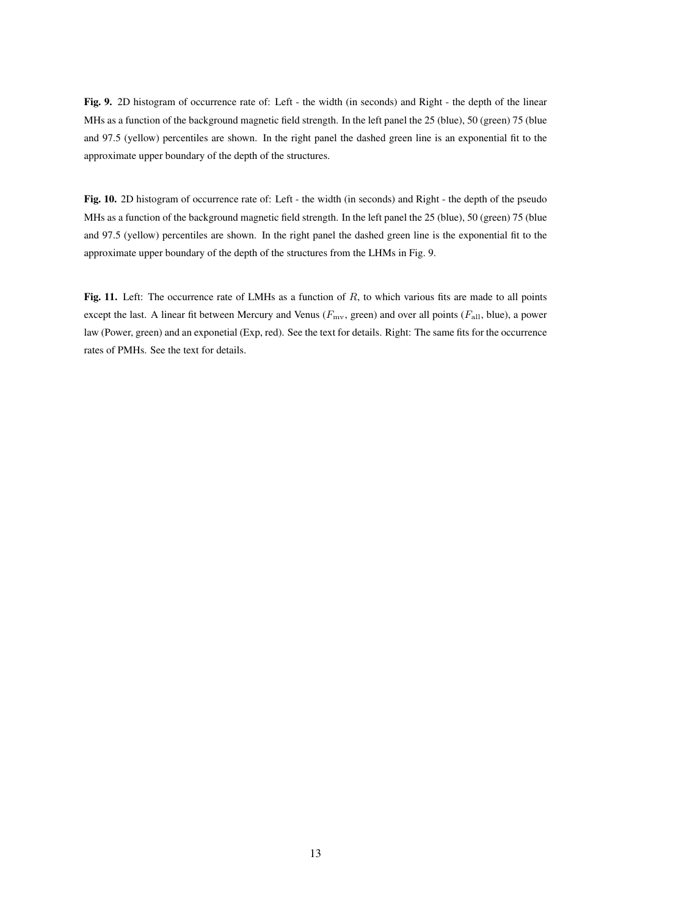**Fig. 9.** 2D histogram of occurrence rate of: Left - the width (in seconds) and Right - the depth of the linear MHs as a function of the background magnetic field strength. In the left panel the 25 (blue), 50 (green) 75 (blue and 97.5 (yellow) percentiles are shown. In the right panel the dashed green line is an exponential fit to the approximate upper boundary of the depth of the structures.

**Fig. 10.** 2D histogram of occurrence rate of: Left - the width (in seconds) and Right - the depth of the pseudo MHs as a function of the background magnetic field strength. In the left panel the 25 (blue), 50 (green) 75 (blue and 97.5 (yellow) percentiles are shown. In the right panel the dashed green line is the exponential fit to the approximate upper boundary of the depth of the structures from the LHMs in Fig. 9.

**Fig. 11.** Left: The occurrence rate of LMHs as a function of $R$, to which various fits are made to all points except the last. A linear fit between Mercury and Venus ($F_{\rm mv}$, green) and over all points ($F_{\rm all}$, blue), a power law (Power, green) and an exponetial (Exp, red). See the text for details. Right: The same fits for the occurrence rates of PMHs. See the text for details.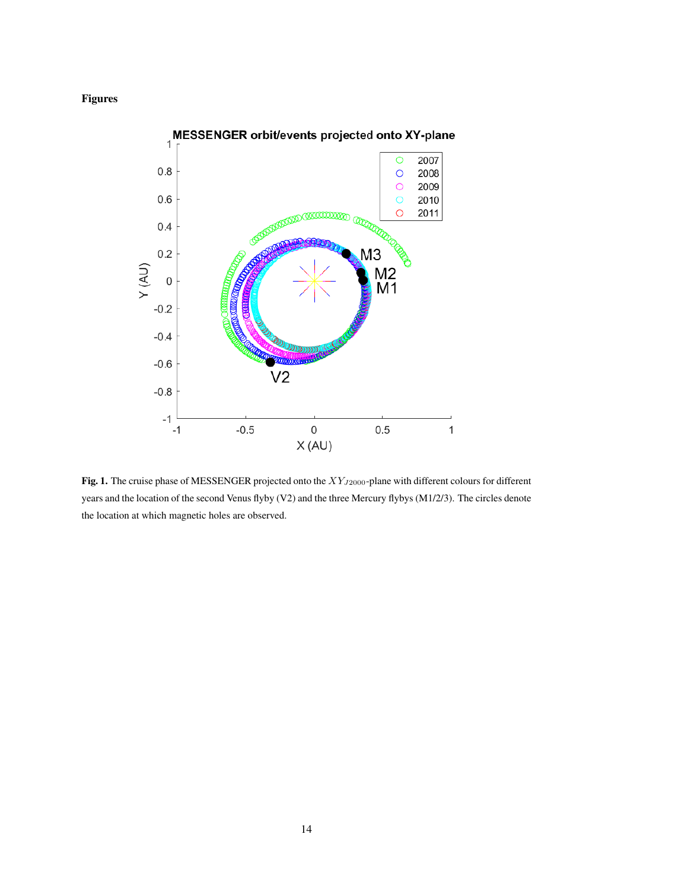# Figures

**Fig. 1.** The cruise phase of MESSENGER projected onto the $XY_{J2000}$-plane with different colours for different years and the location of the second Venus flyby (V2) and the three Mercury flybys (M1/2/3). The circles denote the location at which magnetic holes are observed.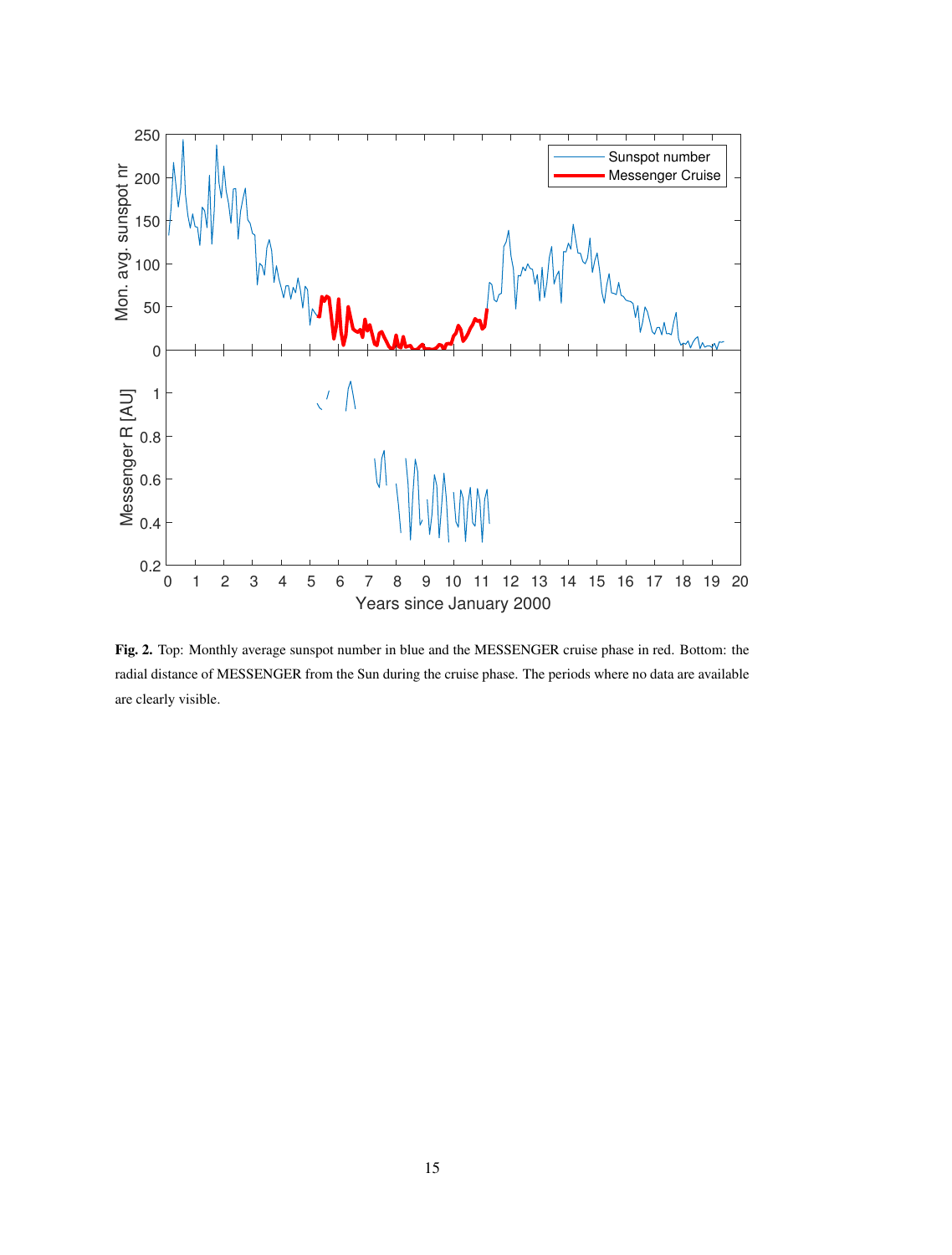**Fig. 2.** Top: Monthly average sunspot number in blue and the MESSENGER cruise phase in red. Bottom: the radial distance of MESSENGER from the Sun during the cruise phase. The periods where no data are available are clearly visible.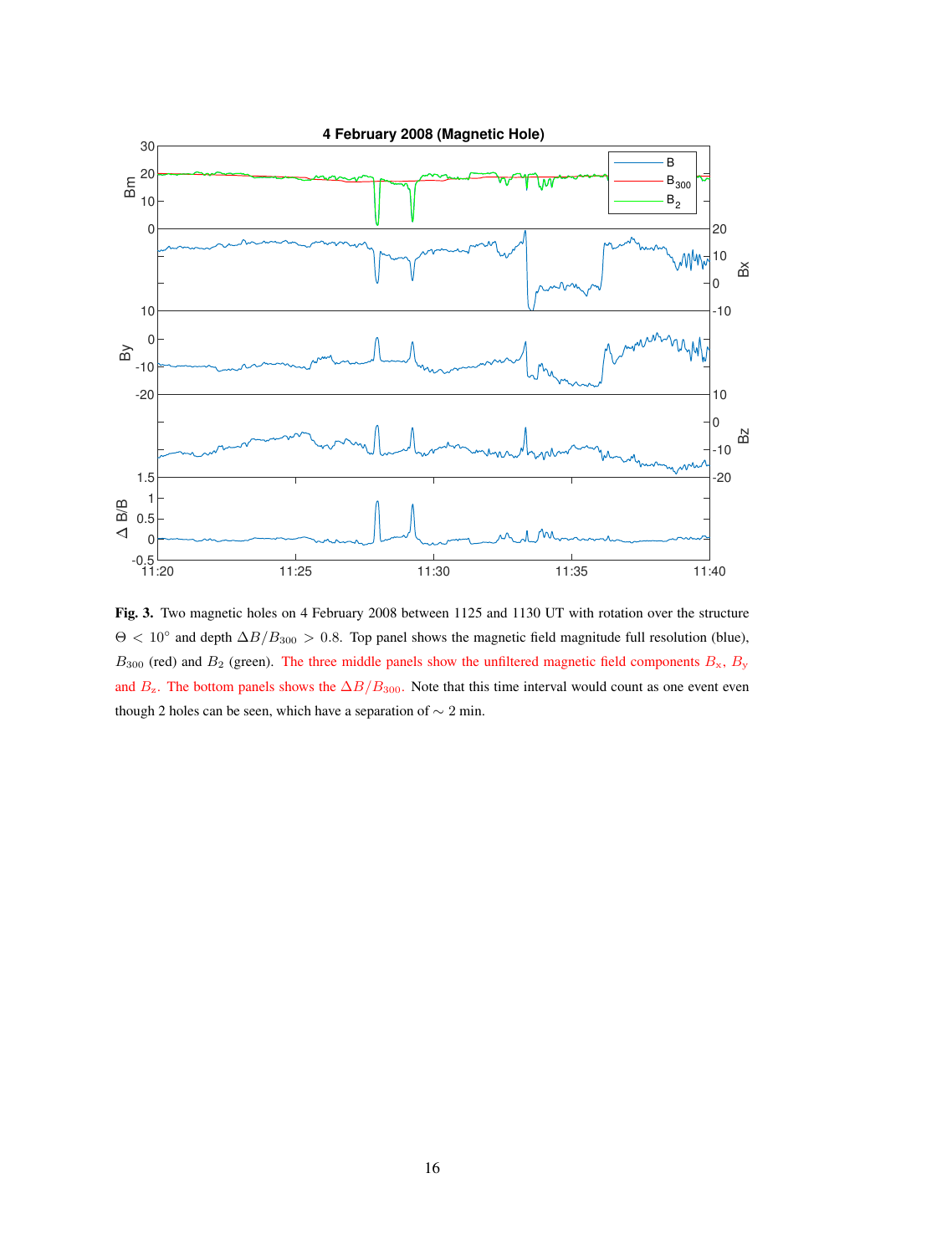**Fig. 3.** Two magnetic holes on 4 February 2008 between 1125 and 1130 UT with rotation over the structure $\Theta < 10^{\circ}$ and depth $\Delta B/B_{300} > 0.8$. Top panel shows the magnetic field magnitude full resolution (blue), $B_{300}$ (red) and $B_2$ (green). The three middle panels show the unfiltered magnetic field components $B_x$, $B_y$ and $B_z$. The bottom panels shows the $\Delta B/B_{300}$. Note that this time interval would count as one event even though 2 holes can be seen, which have a separation of $\sim$ 2 min.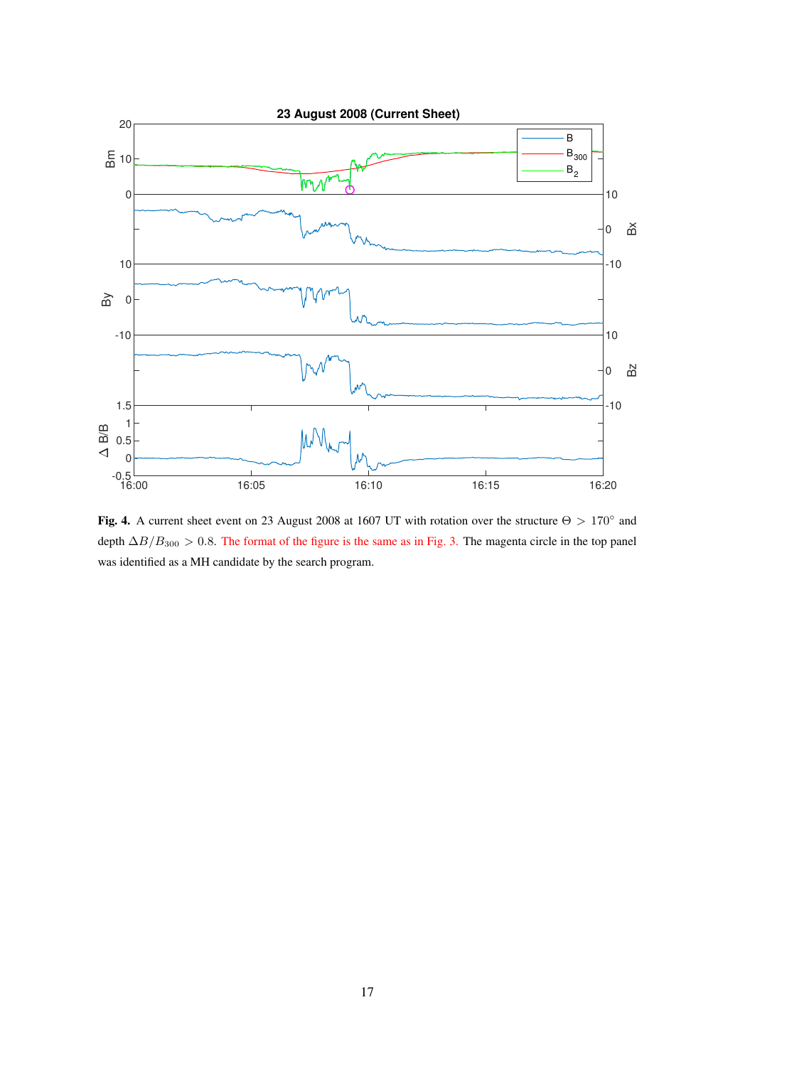**Fig. 4.** A current sheet event on 23 August 2008 at 1607 UT with rotation over the structure $\Theta > 170^\circ$ and depth $\Delta B/B_{300} > 0.8$. The format of the figure is the same as in Fig. 3. The magenta circle in the top panel was identified as a MH candidate by the search program.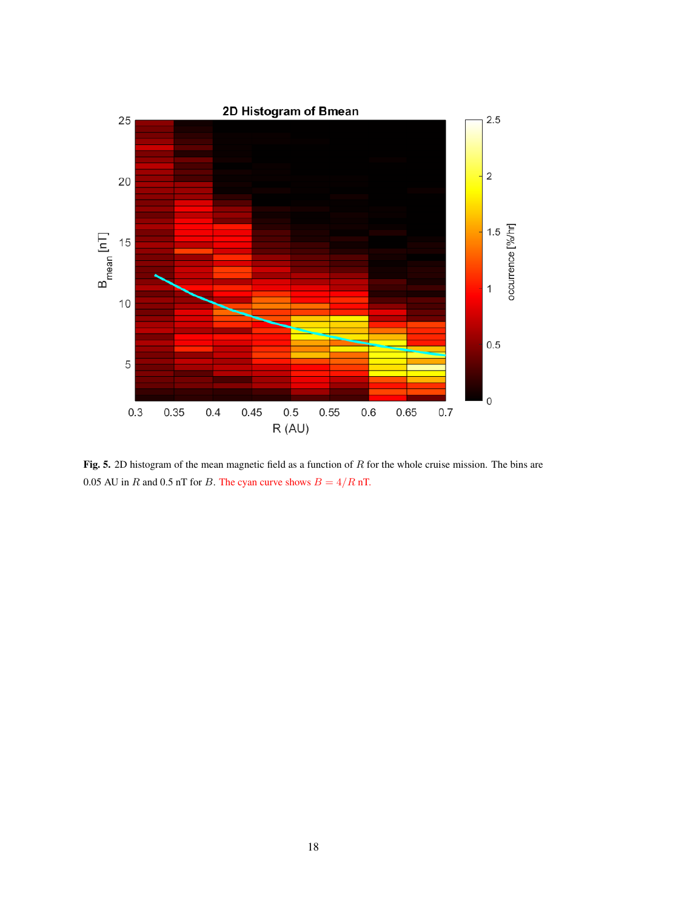**Fig. 5.** 2D histogram of the mean magnetic field as a function of $R$ for the whole cruise mission. The bins are 0.05 AU in $R$ and 0.5 nT for $B$. The cyan curve shows $B = 4/R$ nT.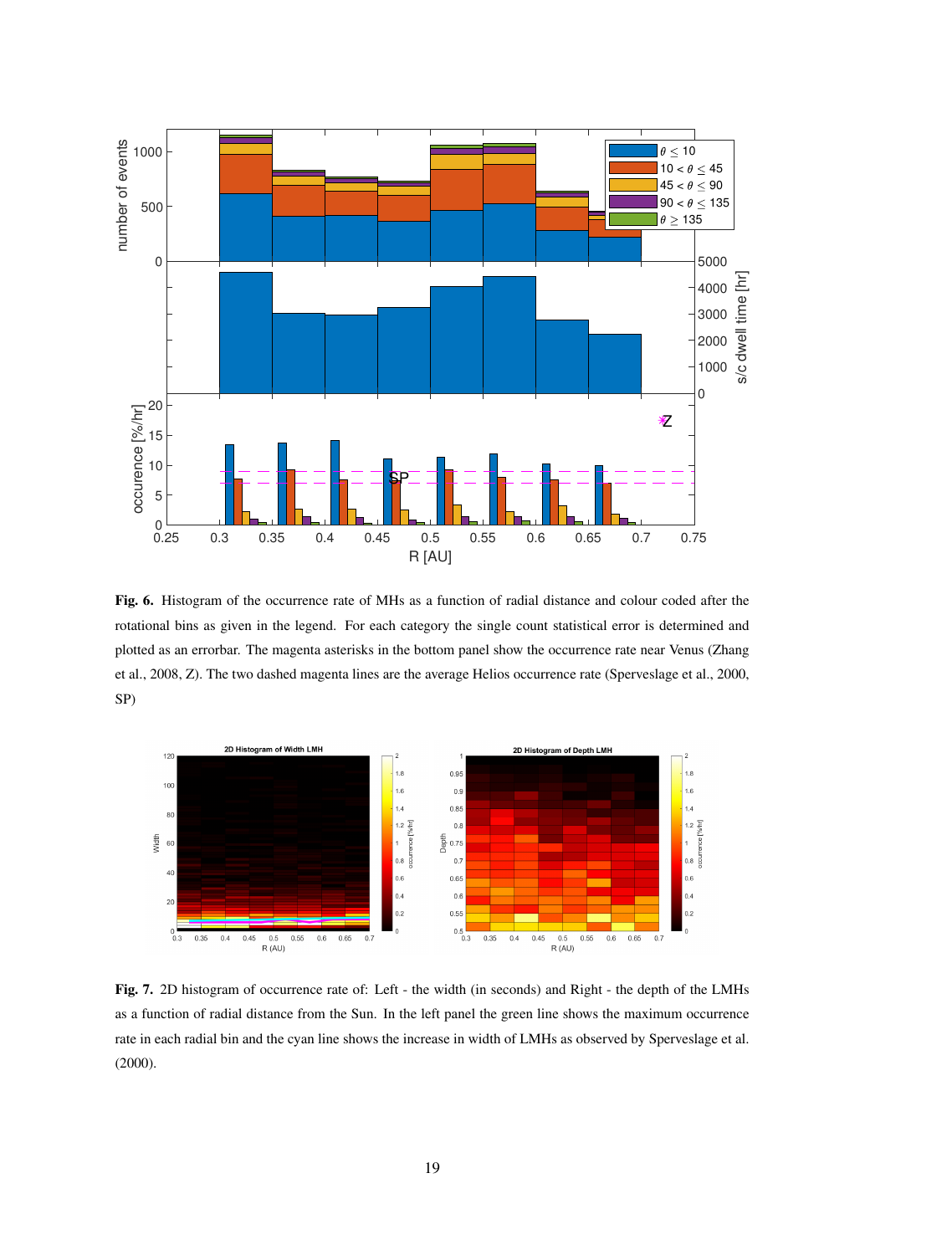**Fig. 6.** Histogram of the occurrence rate of MHs as a function of radial distance and colour coded after the rotational bins as given in the legend. For each category the single count statistical error is determined and plotted as an errorbar. The magenta asterisks in the bottom panel show the occurrence rate near Venus (Zhang et al., 2008, Z). The two dashed magenta lines are the average Helios occurrence rate (Sperveslage et al., 2000, SP)

**Fig. 7.** 2D histogram of occurrence rate of: Left - the width (in seconds) and Right - the depth of the LMHs as a function of radial distance from the Sun. In the left panel the green line shows the maximum occurrence rate in each radial bin and the cyan line shows the increase in width of LMHs as observed by Sperveslage et al. (2000).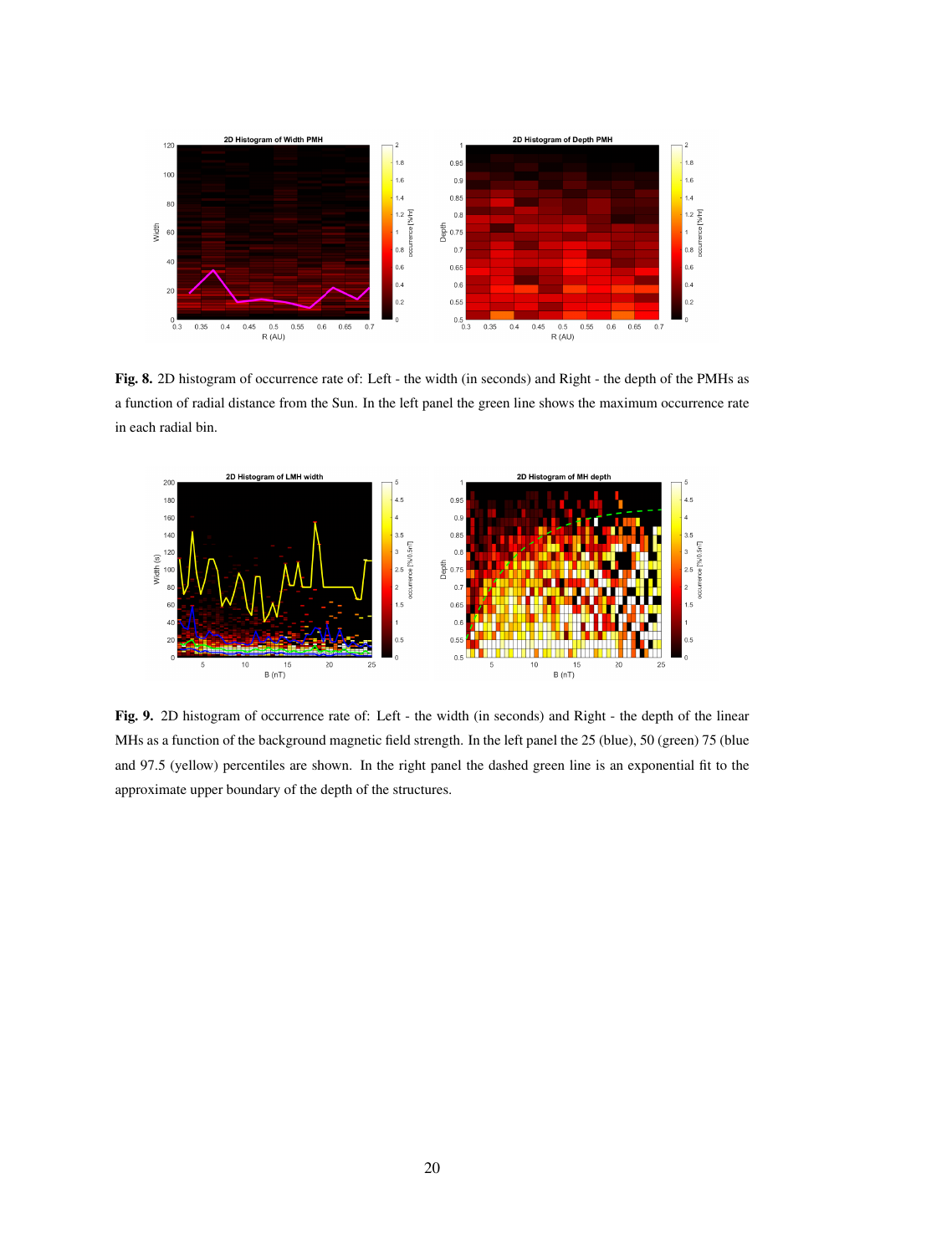**Fig. 8.** 2D histogram of occurrence rate of: Left - the width (in seconds) and Right - the depth of the PMHs as a function of radial distance from the Sun. In the left panel the green line shows the maximum occurrence rate in each radial bin.

**Fig. 9.** 2D histogram of occurrence rate of: Left - the width (in seconds) and Right - the depth of the linear MHs as a function of the background magnetic field strength. In the left panel the 25 (blue), 50 (green) 75 (blue and 97.5 (yellow) percentiles are shown. In the right panel the dashed green line is an exponential fit to the approximate upper boundary of the depth of the structures.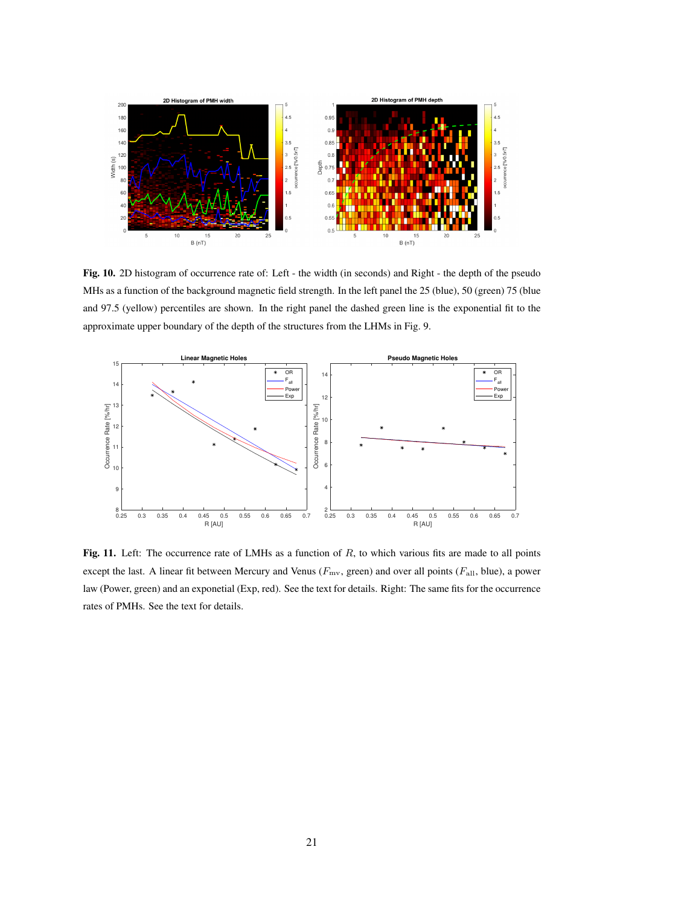2D Histogram of PMH width

Width (s)

B (nT)

occurrence [%/0.5nT]

2D Histogram of PMH depth

Depth

B (nT)

occurrence [%/0.5nT]

**Fig. 10.** 2D histogram of occurrence rate of: Left - the width (in seconds) and Right - the depth of the pseudo MHs as a function of the background magnetic field strength. In the left panel the 25 (blue), 50 (green) 75 (blue and 97.5 (yellow) percentiles are shown. In the right panel the dashed green line is the exponential fit to the approximate upper boundary of the depth of the structures from the LHMs in Fig. 9.

Linear Magnetic Holes

OR
$F_{all}$
Power
Exp

Occurrence Rate [%/hr]

R [AU]

Pseudo Magnetic Holes

OR
$F_{all}$
Power
Exp

Occurrence Rate [%/hr]

R [AU]

**Fig. 11.** Left: The occurrence rate of LMHs as a function of $R$, to which various fits are made to all points except the last. A linear fit between Mercury and Venus ($F_{\mathrm{mv}}$, green) and over all points ($F_{\mathrm{all}}$, blue), a power law (Power, green) and an exponetial (Exp, red). See the text for details. Right: The same fits for the occurrence rates of PMHs. See the text for details.